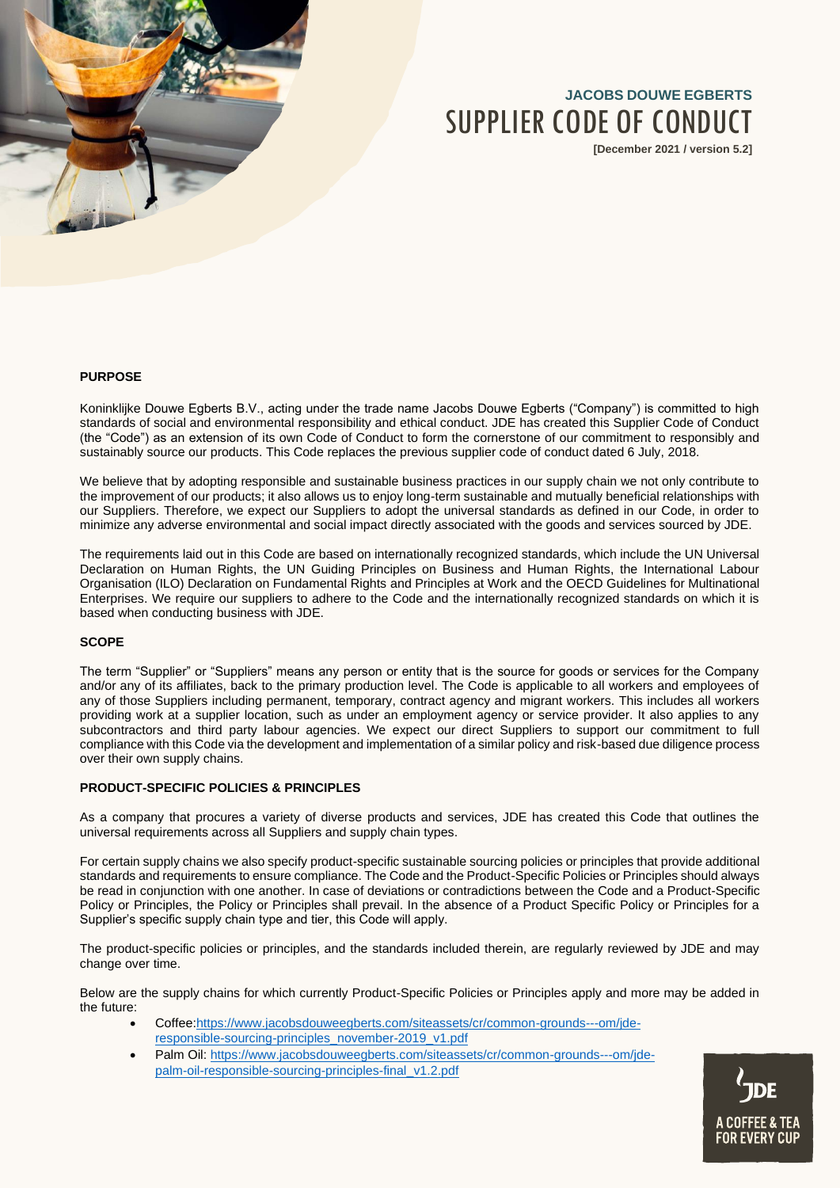# JACOBS DOUWE EGBERTS
# SUPPLIER CODE OF CONDUCT

**[December 2021 / version 5.2]**

## PURPOSE

Koninklijke Douwe Egberts B.V., acting under the trade name Jacobs Douwe Egberts ("Company") is committed to high standards of social and environmental responsibility and ethical conduct. JDE has created this Supplier Code of Conduct (the "Code") as an extension of its own Code of Conduct to form the cornerstone of our commitment to responsibly and sustainably source our products. This Code replaces the previous supplier code of conduct dated 6 July, 2018.

We believe that by adopting responsible and sustainable business practices in our supply chain we not only contribute to the improvement of our products; it also allows us to enjoy long-term sustainable and mutually beneficial relationships with our Suppliers. Therefore, we expect our Suppliers to adopt the universal standards as defined in our Code, in order to minimize any adverse environmental and social impact directly associated with the goods and services sourced by JDE.

The requirements laid out in this Code are based on internationally recognized standards, which include the UN Universal Declaration on Human Rights, the UN Guiding Principles on Business and Human Rights, the International Labour Organisation (ILO) Declaration on Fundamental Rights and Principles at Work and the OECD Guidelines for Multinational Enterprises. We require our suppliers to adhere to the Code and the internationally recognized standards on which it is based when conducting business with JDE.

## SCOPE

The term "Supplier" or "Suppliers" means any person or entity that is the source for goods or services for the Company and/or any of its affiliates, back to the primary production level. The Code is applicable to all workers and employees of any of those Suppliers including permanent, temporary, contract agency and migrant workers. This includes all workers providing work at a supplier location, such as under an employment agency or service provider. It also applies to any subcontractors and third party labour agencies. We expect our direct Suppliers to support our commitment to full compliance with this Code via the development and implementation of a similar policy and risk-based due diligence process over their own supply chains.

## PRODUCT-SPECIFIC POLICIES & PRINCIPLES

As a company that procures a variety of diverse products and services, JDE has created this Code that outlines the universal requirements across all Suppliers and supply chain types.

For certain supply chains we also specify product-specific sustainable sourcing policies or principles that provide additional standards and requirements to ensure compliance. The Code and the Product-Specific Policies or Principles should always be read in conjunction with one another. In case of deviations or contradictions between the Code and a Product-Specific Policy or Principles, the Policy or Principles shall prevail. In the absence of a Product Specific Policy or Principles for a Supplier's specific supply chain type and tier, this Code will apply.

The product-specific policies or principles, and the standards included therein, are regularly reviewed by JDE and may change over time.

Below are the supply chains for which currently Product-Specific Policies or Principles apply and more may be added in the future:

- Coffee:https://www.jacobsdouweegberts.com/siteassets/cr/common-grounds---om/jde-responsible-sourcing-principles_november-2019_v1.pdf
- Palm Oil: https://www.jacobsdouweegberts.com/siteassets/cr/common-grounds---om/jde-palm-oil-responsible-sourcing-principles-final_v1.2.pdf

JDE
A COFFEE & TEA FOR EVERY CUP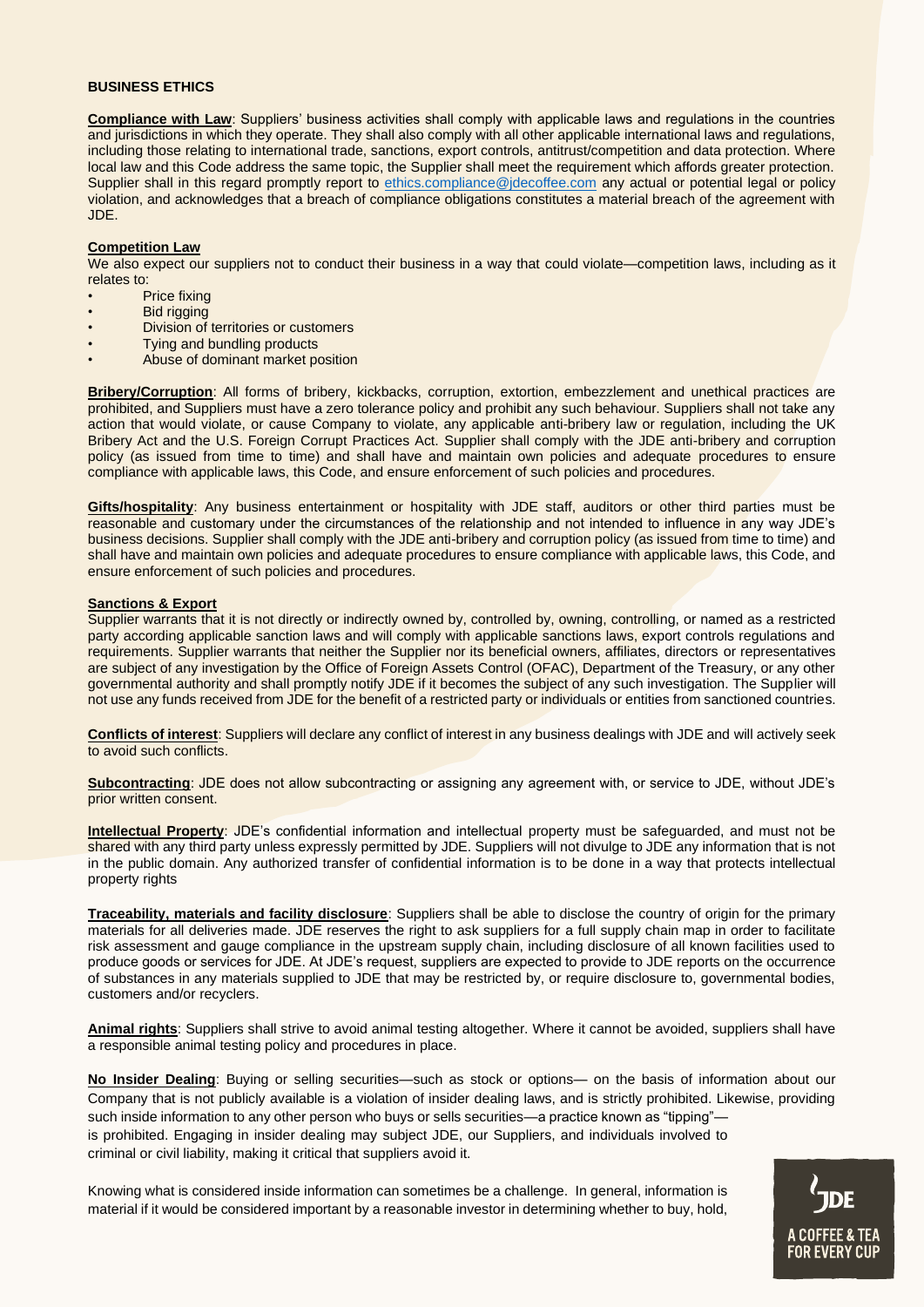**BUSINESS ETHICS**

**Compliance with Law**: Suppliers' business activities shall comply with applicable laws and regulations in the countries and jurisdictions in which they operate. They shall also comply with all other applicable international laws and regulations, including those relating to international trade, sanctions, export controls, antitrust/competition and data protection. Where local law and this Code address the same topic, the Supplier shall meet the requirement which affords greater protection. Supplier shall in this regard promptly report to ethics.compliance@jdecoffee.com any actual or potential legal or policy violation, and acknowledges that a breach of compliance obligations constitutes a material breach of the agreement with JDE.

**Competition Law**

We also expect our suppliers not to conduct their business in a way that could violate—competition laws, including as it relates to:

- Price fixing
- Bid rigging
- Division of territories or customers
- Tying and bundling products
- Abuse of dominant market position

**Bribery/Corruption**: All forms of bribery, kickbacks, corruption, extortion, embezzlement and unethical practices are prohibited, and Suppliers must have a zero tolerance policy and prohibit any such behaviour. Suppliers shall not take any action that would violate, or cause Company to violate, any applicable anti-bribery law or regulation, including the UK Bribery Act and the U.S. Foreign Corrupt Practices Act. Supplier shall comply with the JDE anti-bribery and corruption policy (as issued from time to time) and shall have and maintain own policies and adequate procedures to ensure compliance with applicable laws, this Code, and ensure enforcement of such policies and procedures.

**Gifts/hospitality**: Any business entertainment or hospitality with JDE staff, auditors or other third parties must be reasonable and customary under the circumstances of the relationship and not intended to influence in any way JDE's business decisions. Supplier shall comply with the JDE anti-bribery and corruption policy (as issued from time to time) and shall have and maintain own policies and adequate procedures to ensure compliance with applicable laws, this Code, and ensure enforcement of such policies and procedures.

**Sanctions & Export**

Supplier warrants that it is not directly or indirectly owned by, controlled by, owning, controlling, or named as a restricted party according applicable sanction laws and will comply with applicable sanctions laws, export controls regulations and requirements. Supplier warrants that neither the Supplier nor its beneficial owners, affiliates, directors or representatives are subject of any investigation by the Office of Foreign Assets Control (OFAC), Department of the Treasury, or any other governmental authority and shall promptly notify JDE if it becomes the subject of any such investigation. The Supplier will not use any funds received from JDE for the benefit of a restricted party or individuals or entities from sanctioned countries.

**Conflicts of interest**: Suppliers will declare any conflict of interest in any business dealings with JDE and will actively seek to avoid such conflicts.

**Subcontracting**: JDE does not allow subcontracting or assigning any agreement with, or service to JDE, without JDE's prior written consent.

**Intellectual Property**: JDE's confidential information and intellectual property must be safeguarded, and must not be shared with any third party unless expressly permitted by JDE. Suppliers will not divulge to JDE any information that is not in the public domain. Any authorized transfer of confidential information is to be done in a way that protects intellectual property rights

**Traceability, materials and facility disclosure**: Suppliers shall be able to disclose the country of origin for the primary materials for all deliveries made. JDE reserves the right to ask suppliers for a full supply chain map in order to facilitate risk assessment and gauge compliance in the upstream supply chain, including disclosure of all known facilities used to produce goods or services for JDE. At JDE's request, suppliers are expected to provide to JDE reports on the occurrence of substances in any materials supplied to JDE that may be restricted by, or require disclosure to, governmental bodies, customers and/or recyclers.

**Animal rights**: Suppliers shall strive to avoid animal testing altogether. Where it cannot be avoided, suppliers shall have a responsible animal testing policy and procedures in place.

**No Insider Dealing**: Buying or selling securities—such as stock or options— on the basis of information about our Company that is not publicly available is a violation of insider dealing laws, and is strictly prohibited. Likewise, providing such inside information to any other person who buys or sells securities—a practice known as "tipping"— is prohibited. Engaging in insider dealing may subject JDE, our Suppliers, and individuals involved to criminal or civil liability, making it critical that suppliers avoid it.

Knowing what is considered inside information can sometimes be a challenge. In general, information is material if it would be considered important by a reasonable investor in determining whether to buy, hold,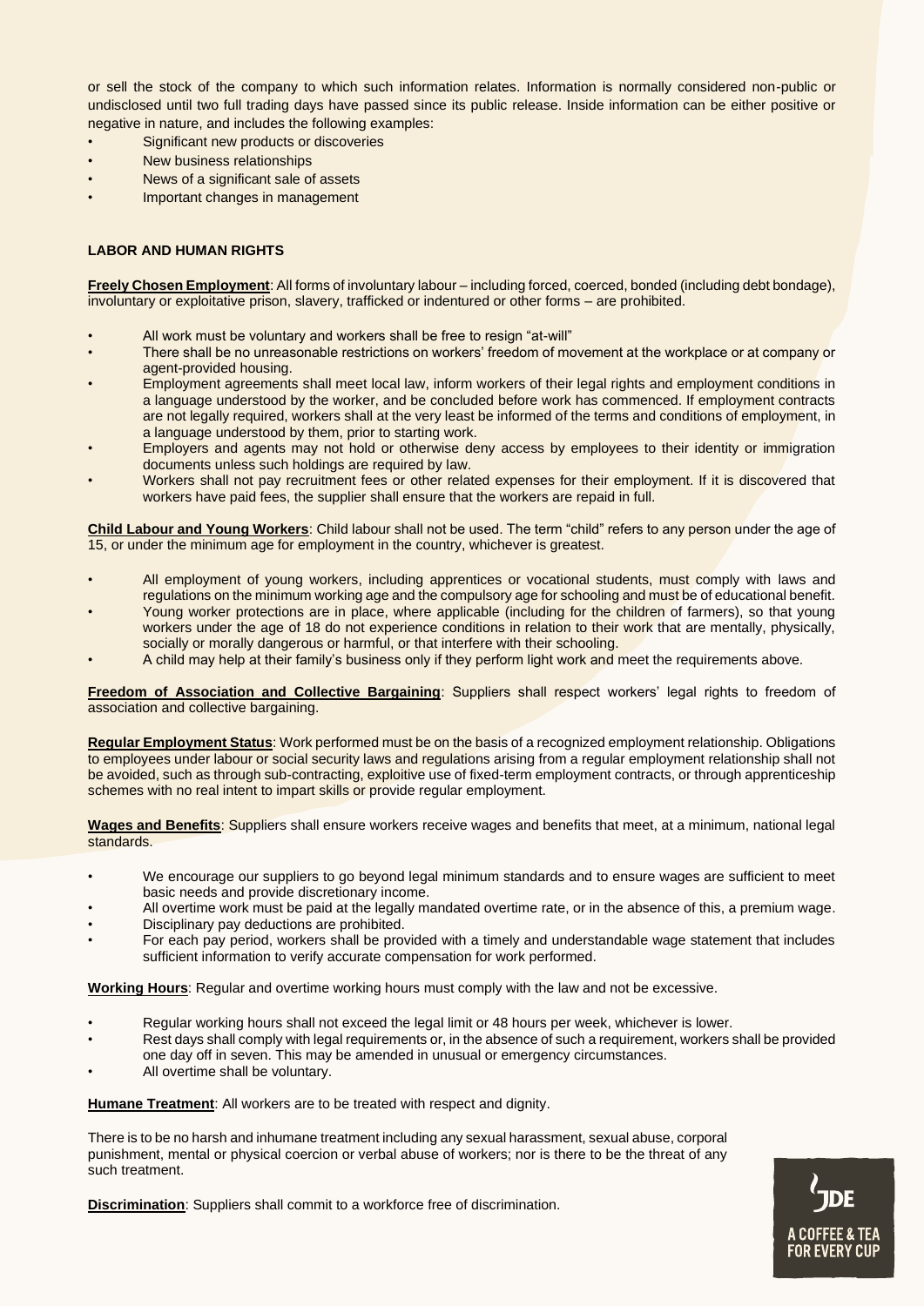or sell the stock of the company to which such information relates. Information is normally considered non-public or undisclosed until two full trading days have passed since its public release. Inside information can be either positive or negative in nature, and includes the following examples:

- Significant new products or discoveries
- New business relationships
- News of a significant sale of assets
- Important changes in management

## LABOR AND HUMAN RIGHTS

**Freely Chosen Employment**: All forms of involuntary labour – including forced, coerced, bonded (including debt bondage), involuntary or exploitative prison, slavery, trafficked or indentured or other forms – are prohibited.

- All work must be voluntary and workers shall be free to resign "at-will"
- There shall be no unreasonable restrictions on workers' freedom of movement at the workplace or at company or agent-provided housing.
- Employment agreements shall meet local law, inform workers of their legal rights and employment conditions in a language understood by the worker, and be concluded before work has commenced. If employment contracts are not legally required, workers shall at the very least be informed of the terms and conditions of employment, in a language understood by them, prior to starting work.
- Employers and agents may not hold or otherwise deny access by employees to their identity or immigration documents unless such holdings are required by law.
- Workers shall not pay recruitment fees or other related expenses for their employment. If it is discovered that workers have paid fees, the supplier shall ensure that the workers are repaid in full.

**Child Labour and Young Workers**: Child labour shall not be used. The term "child" refers to any person under the age of 15, or under the minimum age for employment in the country, whichever is greatest.

- All employment of young workers, including apprentices or vocational students, must comply with laws and regulations on the minimum working age and the compulsory age for schooling and must be of educational benefit.
- Young worker protections are in place, where applicable (including for the children of farmers), so that young workers under the age of 18 do not experience conditions in relation to their work that are mentally, physically, socially or morally dangerous or harmful, or that interfere with their schooling.
- A child may help at their family's business only if they perform light work and meet the requirements above.

**Freedom of Association and Collective Bargaining**: Suppliers shall respect workers' legal rights to freedom of association and collective bargaining.

**Regular Employment Status**: Work performed must be on the basis of a recognized employment relationship. Obligations to employees under labour or social security laws and regulations arising from a regular employment relationship shall not be avoided, such as through sub-contracting, exploitive use of fixed-term employment contracts, or through apprenticeship schemes with no real intent to impart skills or provide regular employment.

**Wages and Benefits**: Suppliers shall ensure workers receive wages and benefits that meet, at a minimum, national legal standards.

- We encourage our suppliers to go beyond legal minimum standards and to ensure wages are sufficient to meet basic needs and provide discretionary income.
- All overtime work must be paid at the legally mandated overtime rate, or in the absence of this, a premium wage.
- Disciplinary pay deductions are prohibited.
- For each pay period, workers shall be provided with a timely and understandable wage statement that includes sufficient information to verify accurate compensation for work performed.

**Working Hours**: Regular and overtime working hours must comply with the law and not be excessive.

- Regular working hours shall not exceed the legal limit or 48 hours per week, whichever is lower.
- Rest days shall comply with legal requirements or, in the absence of such a requirement, workers shall be provided one day off in seven. This may be amended in unusual or emergency circumstances.
- All overtime shall be voluntary.

**Humane Treatment**: All workers are to be treated with respect and dignity.

There is to be no harsh and inhumane treatment including any sexual harassment, sexual abuse, corporal punishment, mental or physical coercion or verbal abuse of workers; nor is there to be the threat of any such treatment.

**Discrimination**: Suppliers shall commit to a workforce free of discrimination.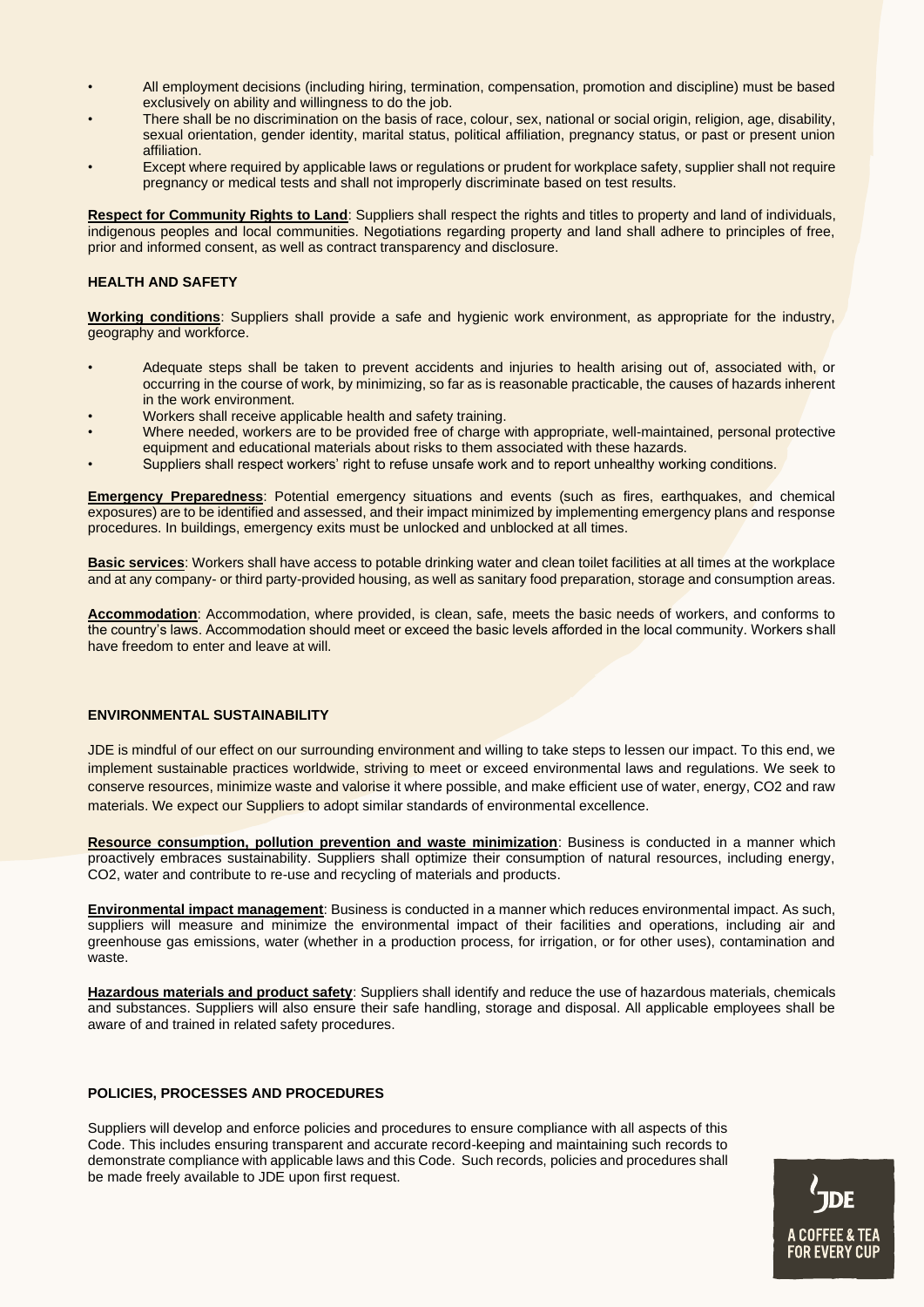- All employment decisions (including hiring, termination, compensation, promotion and discipline) must be based exclusively on ability and willingness to do the job.
- There shall be no discrimination on the basis of race, colour, sex, national or social origin, religion, age, disability, sexual orientation, gender identity, marital status, political affiliation, pregnancy status, or past or present union affiliation.
- Except where required by applicable laws or regulations or prudent for workplace safety, supplier shall not require pregnancy or medical tests and shall not improperly discriminate based on test results.

**Respect for Community Rights to Land**: Suppliers shall respect the rights and titles to property and land of individuals, indigenous peoples and local communities. Negotiations regarding property and land shall adhere to principles of free, prior and informed consent, as well as contract transparency and disclosure.

### HEALTH AND SAFETY

**Working conditions**: Suppliers shall provide a safe and hygienic work environment, as appropriate for the industry, geography and workforce.

- Adequate steps shall be taken to prevent accidents and injuries to health arising out of, associated with, or occurring in the course of work, by minimizing, so far as is reasonable practicable, the causes of hazards inherent in the work environment.
- Workers shall receive applicable health and safety training.
- Where needed, workers are to be provided free of charge with appropriate, well-maintained, personal protective equipment and educational materials about risks to them associated with these hazards.
- Suppliers shall respect workers' right to refuse unsafe work and to report unhealthy working conditions.

**Emergency Preparedness**: Potential emergency situations and events (such as fires, earthquakes, and chemical exposures) are to be identified and assessed, and their impact minimized by implementing emergency plans and response procedures. In buildings, emergency exits must be unlocked and unblocked at all times.

**Basic services**: Workers shall have access to potable drinking water and clean toilet facilities at all times at the workplace and at any company- or third party-provided housing, as well as sanitary food preparation, storage and consumption areas.

**Accommodation**: Accommodation, where provided, is clean, safe, meets the basic needs of workers, and conforms to the country's laws. Accommodation should meet or exceed the basic levels afforded in the local community. Workers shall have freedom to enter and leave at will.

### ENVIRONMENTAL SUSTAINABILITY

JDE is mindful of our effect on our surrounding environment and willing to take steps to lessen our impact. To this end, we implement sustainable practices worldwide, striving to meet or exceed environmental laws and regulations. We seek to conserve resources, minimize waste and valorise it where possible, and make efficient use of water, energy, $CO_2$ and raw materials. We expect our Suppliers to adopt similar standards of environmental excellence.

**Resource consumption, pollution prevention and waste minimization**: Business is conducted in a manner which proactively embraces sustainability. Suppliers shall optimize their consumption of natural resources, including energy, $CO_2$, water and contribute to re-use and recycling of materials and products.

**Environmental impact management**: Business is conducted in a manner which reduces environmental impact. As such, suppliers will measure and minimize the environmental impact of their facilities and operations, including air and greenhouse gas emissions, water (whether in a production process, for irrigation, or for other uses), contamination and waste.

**Hazardous materials and product safety**: Suppliers shall identify and reduce the use of hazardous materials, chemicals and substances. Suppliers will also ensure their safe handling, storage and disposal. All applicable employees shall be aware of and trained in related safety procedures.

### POLICIES, PROCESSES AND PROCEDURES

Suppliers will develop and enforce policies and procedures to ensure compliance with all aspects of this Code. This includes ensuring transparent and accurate record-keeping and maintaining such records to demonstrate compliance with applicable laws and this Code. Such records, policies and procedures shall be made freely available to JDE upon first request.

JDE
A COFFEE & TEA FOR EVERY CUP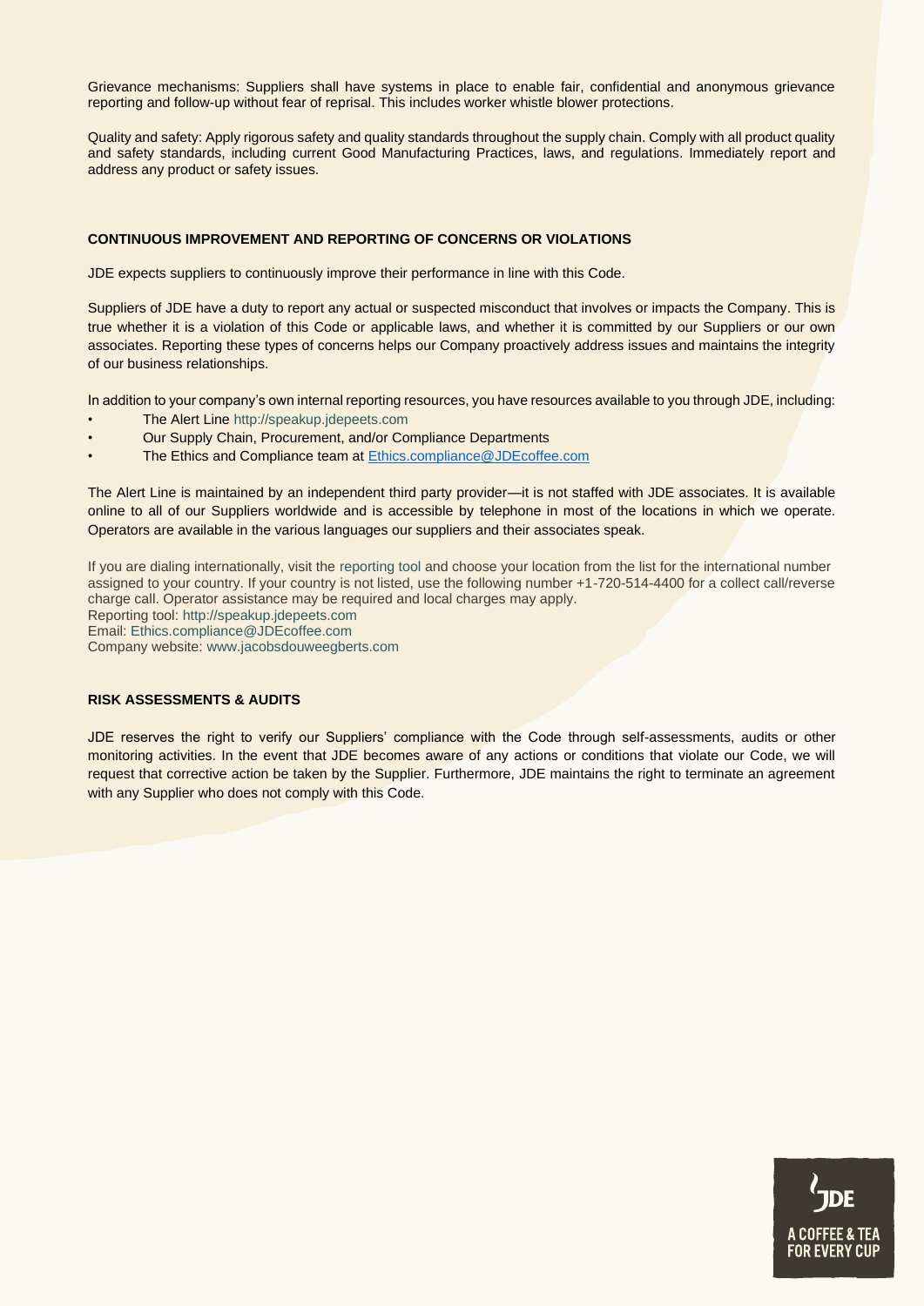Grievance mechanisms: Suppliers shall have systems in place to enable fair, confidential and anonymous grievance reporting and follow-up without fear of reprisal. This includes worker whistle blower protections.

Quality and safety: Apply rigorous safety and quality standards throughout the supply chain. Comply with all product quality and safety standards, including current Good Manufacturing Practices, laws, and regulations. Immediately report and address any product or safety issues.

**CONTINUOUS IMPROVEMENT AND REPORTING OF CONCERNS OR VIOLATIONS**

JDE expects suppliers to continuously improve their performance in line with this Code.

Suppliers of JDE have a duty to report any actual or suspected misconduct that involves or impacts the Company. This is true whether it is a violation of this Code or applicable laws, and whether it is committed by our Suppliers or our own associates. Reporting these types of concerns helps our Company proactively address issues and maintains the integrity of our business relationships.

In addition to your company's own internal reporting resources, you have resources available to you through JDE, including:

- The Alert Line http://speakup.jdepeets.com
- Our Supply Chain, Procurement, and/or Compliance Departments
- The Ethics and Compliance team at Ethics.compliance@JDEcoffee.com

The Alert Line is maintained by an independent third party provider—it is not staffed with JDE associates. It is available online to all of our Suppliers worldwide and is accessible by telephone in most of the locations in which we operate. Operators are available in the various languages our suppliers and their associates speak.

If you are dialing internationally, visit the reporting tool and choose your location from the list for the international number assigned to your country. If your country is not listed, use the following number +1-720-514-4400 for a collect call/reverse charge call. Operator assistance may be required and local charges may apply.
Reporting tool: http://speakup.jdepeets.com
Email: Ethics.compliance@JDEcoffee.com
Company website: www.jacobsdouweegberts.com

**RISK ASSESSMENTS & AUDITS**

JDE reserves the right to verify our Suppliers' compliance with the Code through self-assessments, audits or other monitoring activities. In the event that JDE becomes aware of any actions or conditions that violate our Code, we will request that corrective action be taken by the Supplier. Furthermore, JDE maintains the right to terminate an agreement with any Supplier who does not comply with this Code.